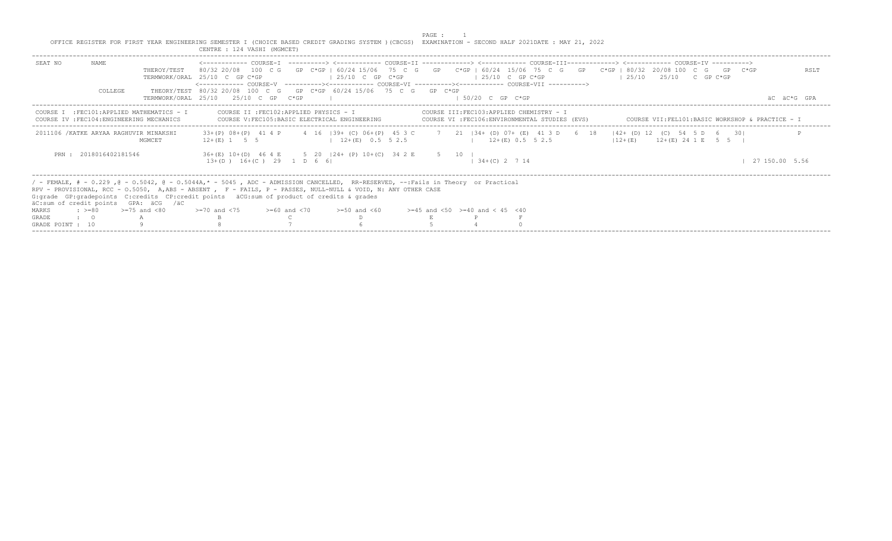OFFICE REGISTER FOR FIRST YEAR ENGINEERING SEMESTER I (CHOICE BASED CREDIT GRADING SYSTEM )(CBCGS) EXAMINATION - SECOND HALF 2021DATE : MAY 21, 2022

CENTRE : 124 VASHI (MGMCET)

```
SEAT NO        NAME                       <------------ COURSE-I  ----------> <------------ COURSE-II -------------> <------------ COURSE-III-------------> <------------ COURSE-IV ---------->
                          THEROY/TEST     80/32 20/08   100  C G    GP  C*GP | 60/24 15/06   75  C  G    GP    C*GP | 60/24  15/06  75  C  G    GP    C*GP | 80/32  20/08 100  C  G    GP   C*GP           RSLT
                          TERMWORK/ORAL  25/10  C  GP C*GP                   | 25/10  C  GP  C*GP                  | 25/10  C  GP C*GP                   | 25/10    25/10    C  GP C*GP
                                          <------------ COURSE-V  ----------><------------ COURSE-VI ----------><------------ COURSE-VII ---------->
               COLLEGE    THEORY/TEST    80/32 20/08  100  C  G    GP  C*GP  60/24 15/06   75  C  G    GP  C*GP
                          TERMWORK/ORAL  25/10    25/10  C  GP   C*GP      |                                    | 50/20  C  GP  C*GP                                                                    äC  äC*G  GPA
```

```
COURSE I  :FEC101:APPLIED MATHEMATICS - I        COURSE II :FEC102:APPLIED PHYSICS - I                  COURSE III:FEC103:APPLIED CHEMISTRY - I
COURSE IV :FEC104:ENGINEERING MECHANICS           COURSE V:FEC105:BASIC ELECTRICAL ENGINEERING           COURSE VI :FEC106:ENVIRONMENTAL STUDIES (EVS)        COURSE VII:FEL101:BASIC WORKSHOP & PRACTICE - I
```

```
2011106 /KATKE ARYAA RAGHUVIR MINAKSHI      33+(P) 08+(P)  41 4 P      4  16  |39+ (C) 06+(P)  45 3 C      7   21  |34+ (D) 07+ (E)  41 3 D    6  18    |42+ (D) 12  (C)  54  5 D   6   30|             P
                             MGMCET         12+(E) 1   5  5                   |  12+(E)  0.5  5 2.5                 |   12+(E) 0.5  5 2.5                 |12+(E)     12+(E) 24 1 E   5  5   |

     PRN : 2018016402181546                 36+(E) 10+(D)  46 4 E      5  20  |24+ (P) 10+(C)  34 2 E      5   10  |
                                             13+(D )  16+(C )  29   1  D  6  6|                                    | 34+(C) 2  7 14                                                                 | 27 150.00  5.56
```

/ - FEMALE, # - 0.229 ,@ - 0.5042, @ - 0.5044A,* - 5045 , ADC - ADMISSION CANCELLED, RR-RESERVED, --:Fails in Theory or Practical
RPV - PROVISIONAL, RCC - O.5050, A,ABS - ABSENT , F - FAILS, P - PASSES, NULL-NULL & VOID, N: ANY OTHER CASE
G:grade GP:gradepoints C:credits CP:credit points äCG:sum of product of credits & grades
äC:sum of credit points GPA: äCG /äC

| MARKS | : >=80 | >=75 and <80 | >=70 and <75 | >=60 and <70 | >=50 and <60 | >=45 and <50 | >=40 and < 45 | <40 |
|---|---|---|---|---|---|---|---|---|
| GRADE | : O | A | B | C | D | E | P | F |
| GRADE POINT | : 10 | 9 | 8 | 7 | 6 | 5 | 4 | 0 |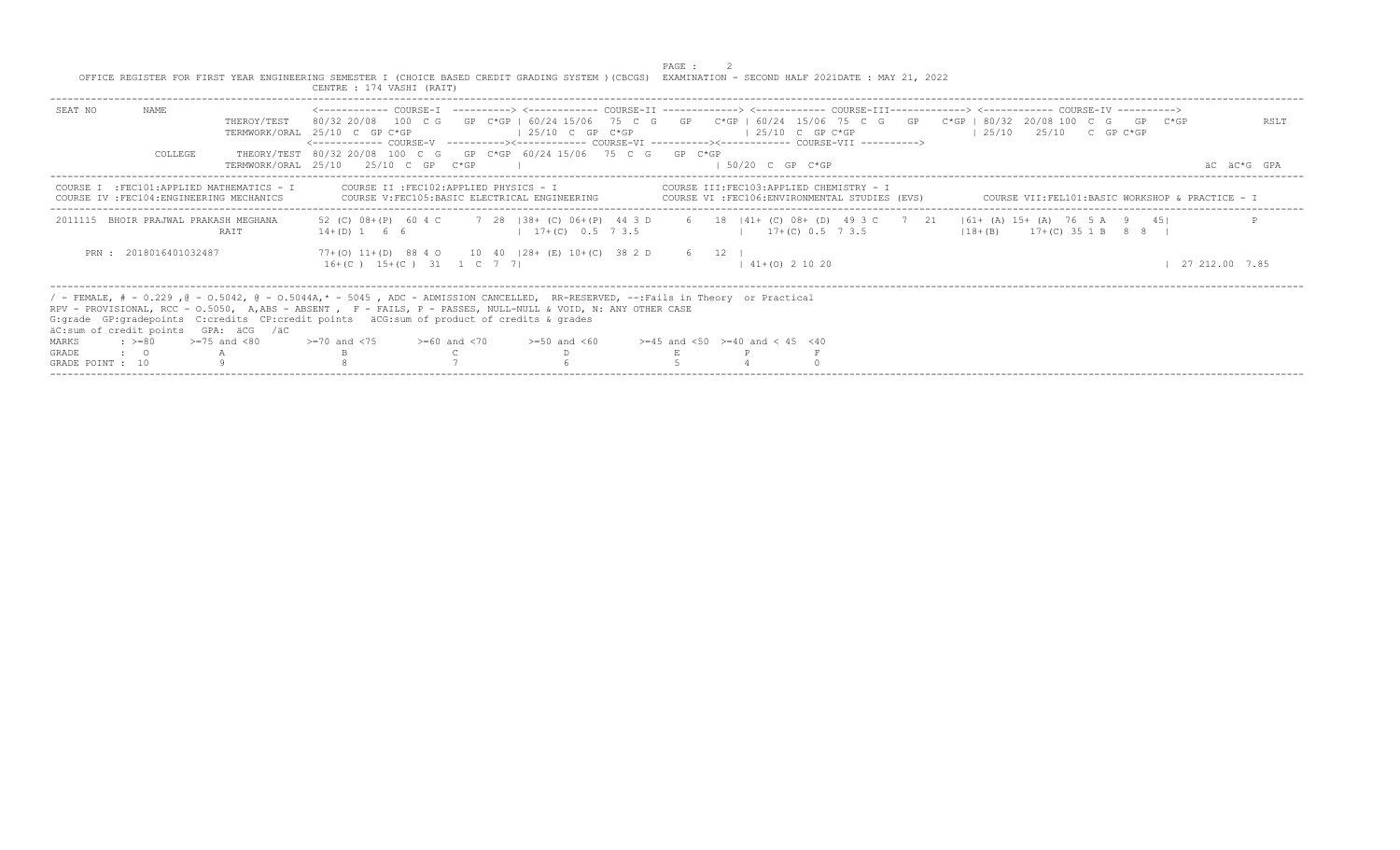OFFICE REGISTER FOR FIRST YEAR ENGINEERING SEMESTER I (CHOICE BASED CREDIT GRADING SYSTEM )(CBCGS) EXAMINATION - SECOND HALF 2021DATE : MAY 21, 2022

CENTRE : 174 VASHI (RAIT)

```
SEAT NO      NAME                          <------------ COURSE-I  ----------> <------------ COURSE-II -------------> <------------ COURSE-III------------> <------------ COURSE-IV ---------->
                     THEROY/TEST    80/32 20/08  100  C G   GP  C*GP | 60/24 15/06  75  C  G    GP   C*GP | 60/24  15/06  75  C  G    GP   C*GP | 80/32  20/08 100  C  G   GP  C*GP      RSLT
                     TERMWORK/ORAL  25/10  C  GP C*GP                | 25/10  C  GP  C*GP                 | 25/10  C  GP C*GP                   | 25/10    25/10    C  GP C*GP
                                   <------------ COURSE-V  ----------><------------ COURSE-VI ----------><------------ COURSE-VII ---------->
             COLLEGE    THEORY/TEST  80/32 20/08  100  C  G   GP  C*GP  60/24 15/06   75  C  G    GP  C*GP
                     TERMWORK/ORAL  25/10    25/10  C  GP   C*GP     |                                    | 50/20  C  GP  C*GP                                                     äC  äC*G  GPA

COURSE I  :FEC101:APPLIED MATHEMATICS - I        COURSE II :FEC102:APPLIED PHYSICS - I              COURSE III:FEC103:APPLIED CHEMISTRY - I
COURSE IV :FEC104:ENGINEERING MECHANICS          COURSE V:FEC105:BASIC ELECTRICAL ENGINEERING       COURSE VI :FEC106:ENVIRONMENTAL STUDIES (EVS)       COURSE VII:FEL101:BASIC WORKSHOP & PRACTICE - I

 2011115  BHOIR PRAJWAL PRAKASH MEGHANA      52 (C) 08+(P)  60 4 C      7  28  |38+ (C) 06+(P)  44 3 D      6   18  |41+ (C) 08+ (D)  49 3 C    7  21    |61+ (A) 15+ (A)  76  5 A   9   45|          F
                           RAIT              14+(D) 1   6  6                   |  17+(C)  0.5  7 3.5                  |    17+(C) 0.5  7 3.5                   |18+(B)    17+(C) 35 1 B   8  8   |

     PRN : 2018016401032487                  77+(O) 11+(D)  88 4 O     10  40  |28+ (E) 10+(C)  38 2 D      6   12  |
                                              16+(C )  15+(C )  31   1  C  7  7|                                    | 41+(O) 2 10 20                                                 | 27 212.00  7.85
```

/ - FEMALE, # - 0.229 ,@ - O.5042, @ - O.5044A,* - 5045 , ADC - ADMISSION CANCELLED, RR-RESERVED, --:Fails in Theory or Practical
RPV - PROVISIONAL, RCC - O.5050, A,ABS - ABSENT , F - FAILS, P - PASSES, NULL-NULL & VOID, N: ANY OTHER CASE
G:grade GP:gradepoints C:credits CP:credit points äCG:sum of product of credits & grades
äC:sum of credit points GPA: äCG /äC

| MARKS | : >=80 | >=75 and <80 | >=70 and <75 | >=60 and <70 | >=50 and <60 | >=45 and <50 | >=40 and < 45 | <40 |
|---|---|---|---|---|---|---|---|---|
| GRADE | : O | A | B | C | D | E | P | F |
| GRADE POINT : | 10 | 9 | 8 | 7 | 6 | 5 | 4 | 0 |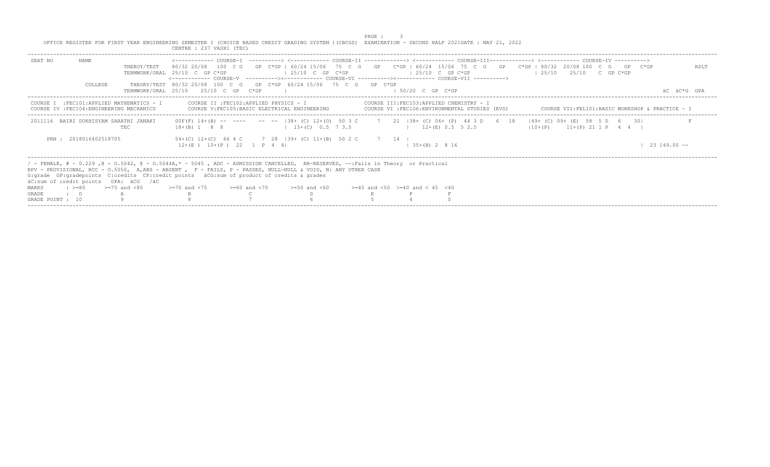OFFICE REGISTER FOR FIRST YEAR ENGINEERING SEMESTER I (CHOICE BASED CREDIT GRADING SYSTEM )(CBCGS) EXAMINATION - SECOND HALF 2021DATE : MAY 21, 2022

CENTRE : 237 VASHI (TEC)

```
SEAT NO     NAME                     <------------ COURSE-I  ----------> <------------ COURSE-II -------------> <------------ COURSE-III-------------> <------------ COURSE-IV ---------->
                      THEROY/TEST    80/32 20/08  100  C G   GP  C*GP | 60/24 15/06  75  C  G    GP   C*GP | 60/24  15/06  75  C  G    GP   C*GP | 80/32  20/08 100  C  G    GP  C*GP          RSLT
                      TERMWORK/ORAL  25/10  C  GP C*GP               | 25/10  C  GP  C*GP               | 25/10  C  GP C*GP                   | 25/10    25/10    C  GP C*GP
                                     <------------ COURSE-V  ----------><------------ COURSE-VI ----------><------------ COURSE-VII ---------->
            COLLEGE   THEORY/TEST    80/32 20/08  100  C  G   GP  C*GP  60/24 15/06  75  C  G    GP  C*GP
                      TERMWORK/ORAL  25/10    25/10  C  GP   C*GP     |                                 | 50/20  C  GP  C*GP                                                              äC  äC*G  GPA

COURSE I  :FEC101:APPLIED MATHEMATICS - I        COURSE II :FEC102:APPLIED PHYSICS - I              COURSE III:FEC103:APPLIED CHEMISTRY - I
COURSE IV :FEC104:ENGINEERING MECHANICS          COURSE V:FEC105:BASIC ELECTRICAL ENGINEERING       COURSE VI :FEC106:ENVIRONMENTAL STUDIES (EVS)      COURSE VII:FEL101:BASIC WORKSHOP & PRACTICE - I

 2011116  BAIRI DUKHISYAM SARATHI JANAKI     00F(F) 14+(B) --  ----    --  --  |38+ (C) 12+(O)  50 3 C     7   21  |38+ (C) 06+ (P)  44 3 D    6  18    |49+ (C) 09+ (E)  58  5 D   6   30|              F
                               TEC           18+(B) 1   8  8                   |  15+(C)  0.5  7 3.5               |    12+(E) 0.5  5 2.5                 |10+(P)     11+(P) 21 1 P   4  4  |

     PRN : 2018016402518705                  54+(C) 12+(C)  66 4 C      7  28  |39+ (C) 11+(B)  50 2 C      7   14  |
                                              12+(E )  10+(P )  22   1  P  4  4|                                    | 35+(B) 2  8 16                                                      | 23 149.00 --
```

/ - FEMALE, # - 0.229 ,@ - O.5042, @ - O.5044A,* - 5045 , ADC - ADMISSION CANCELLED, RR-RESERVED, --:Fails in Theory or Practical
RPV - PROVISIONAL, RCC - O.5050, A,ABS - ABSENT , F - FAILS, P - PASSES, NULL-NULL & VOID, N: ANY OTHER CASE
G:grade GP:gradepoints C:credits CP:credit points äCG:sum of product of credits & grades
äC:sum of credit points GPA: äCG /äC

| MARKS | : >=80 | >=75 and <80 | >=70 and <75 | >=60 and <70 | >=50 and <60 | >=45 and <50 | >=40 and < 45 | <40 |
|---|---|---|---|---|---|---|---|---|
| GRADE | : O | A | B | C | D | E | P | F |
| GRADE POINT | : 10 | 9 | 8 | 7 | 6 | 5 | 4 | 0 |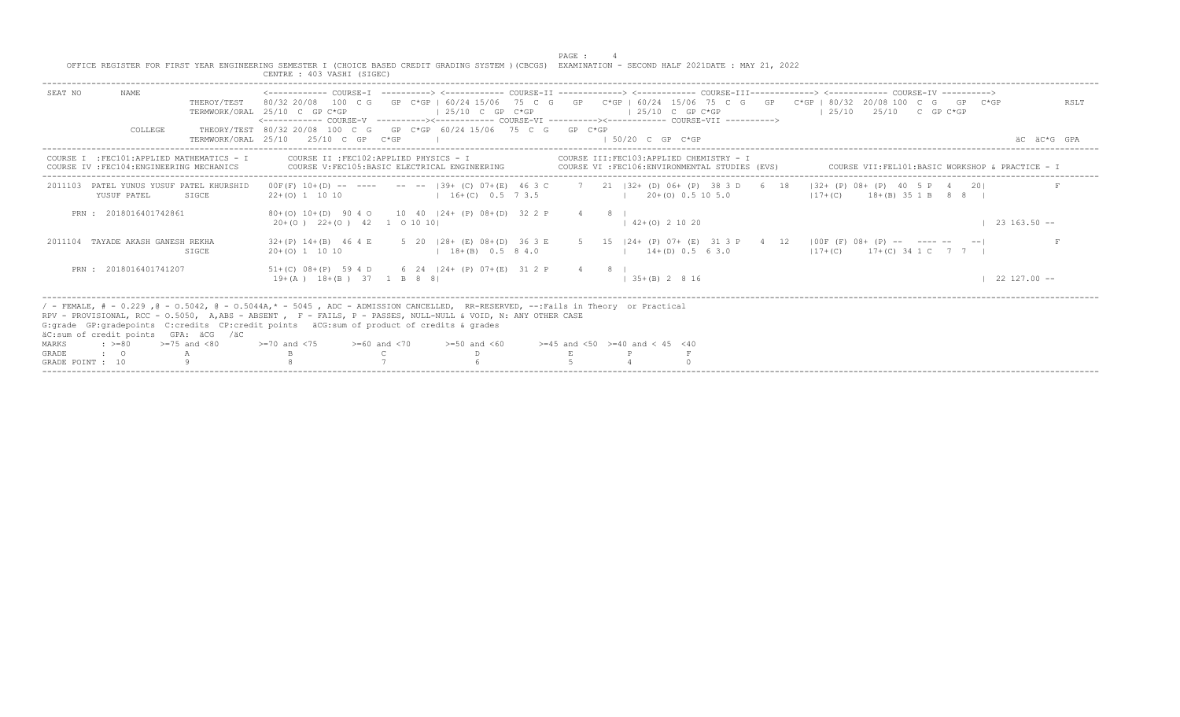PAGE : 4

OFFICE REGISTER FOR FIRST YEAR ENGINEERING SEMESTER I (CHOICE BASED CREDIT GRADING SYSTEM )(CBCGS) EXAMINATION - SECOND HALF 2021DATE : MAY 21, 2022

CENTRE : 403 VASHI (SIGEC)

```
SEAT NO      NAME                  <------------ COURSE-I  ----------> <------------ COURSE-II -------------> <------------ COURSE-III-------------> <------------ COURSE-IV ---------->
                      THEROY/TEST   80/32 20/08  100  C G   GP  C*GP | 60/24 15/06  75  C  G   GP   C*GP | 60/24  15/06  75  C  G   GP   C*GP | 80/32  20/08 100  C  G   GP  C*GP          RSLT
                      TERMWORK/ORAL 25/10  C  GP C*GP                | 25/10  C  GP  C*GP                | 25/10  C  GP C*GP                | 25/10   25/10   C  GP C*GP
                                    <------------ COURSE-V  ----------><------------ COURSE-VI ----------><------------ COURSE-VII ---------->
             COLLEGE      THEORY/TEST 80/32 20/08  100  C  G   GP  C*GP  60/24 15/06  75  C  G   GP  C*GP
                      TERMWORK/ORAL 25/10   25/10  C  GP   C*GP    |                                    | 50/20  C  GP  C*GP                                                           äC  äC*G  GPA

COURSE I  :FEC101:APPLIED MATHEMATICS - I       COURSE II :FEC102:APPLIED PHYSICS - I              COURSE III:FEC103:APPLIED CHEMISTRY - I
COURSE IV :FEC104:ENGINEERING MECHANICS         COURSE V:FEC105:BASIC ELECTRICAL ENGINEERING       COURSE VI :FEC106:ENVIRONMENTAL STUDIES (EVS)        COURSE VII:FEL101:BASIC WORKSHOP & PRACTICE - I

 2011103  PATEL YUNUS YUSUF PATEL KHURSHID   00F(F) 10+(D) --  ----    -- --  |39+ (C) 07+(E)  46 3 C     7   21  |32+ (D) 06+ (P)  38 3 D    6  18    |32+ (P) 08+ (P)  40  5 P   4   20|              F
          YUSUF PATEL      SIGCE             22+(O) 1  10 10                  |  16+(C)  0.5  7 3.5              |   20+(O) 0.5 10 5.0               |17+(C)     18+(B) 35 1 B   8  8  |

     PRN : 2018016401742861                  80+(O) 10+(D)  90 4 O     10  40  |24+ (P) 08+(D)  32 2 P     4    8  |
                                              20+(O ) 22+(O )  42   1  O 10 10|                                   | 42+(O) 2 10 20                                                        |  23 163.50 --

 2011104  TAYADE AKASH GANESH REKHA           32+(P) 14+(B)  46 4 E     5  20  |28+ (E) 08+(D)  36 3 E     5   15  |24+ (P) 07+ (E)  31 3 P    4  12    |00F (F) 08+ (P) --  ---- --   --|              F
                           SIGCE             20+(O) 1  10 10                  |  18+(B)  0.5  8 4.0              |   14+(D) 0.5  6 3.0               |17+(C)     17+(C) 34 1 C   7  7  |

     PRN : 2018016401741207                  51+(C) 08+(P)  59 4 D      6  24  |24+ (P) 07+(E)  31 2 P     4    8  |
                                              19+(A )  18+(B )  37   1  B  8  8|                                   | 35+(B) 2  8 16                                                        |  22 127.00 --
```

/ - FEMALE, # - 0.229 ,@ - O.5042, @ - O.5044A,* - 5045 , ADC - ADMISSION CANCELLED, RR-RESERVED, --:Fails in Theory or Practical
RPV - PROVISIONAL, RCC - O.5050, A,ABS - ABSENT , F - FAILS, P - PASSES, NULL-NULL & VOID, N: ANY OTHER CASE
G:grade GP:gradepoints C:credits CP:credit points äCG:sum of product of credits & grades
äC:sum of credit points GPA: äCG /äC

| MARKS | : >=80 | >=75 and <80 | >=70 and <75 | >=60 and <70 | >=50 and <60 | >=45 and <50 | >=40 and < 45 | <40 |
|---|---|---|---|---|---|---|---|---|
| GRADE | : O | A | B | C | D | E | P | F |
| GRADE POINT | : 10 | 9 | 8 | 7 | 6 | 5 | 4 | 0 |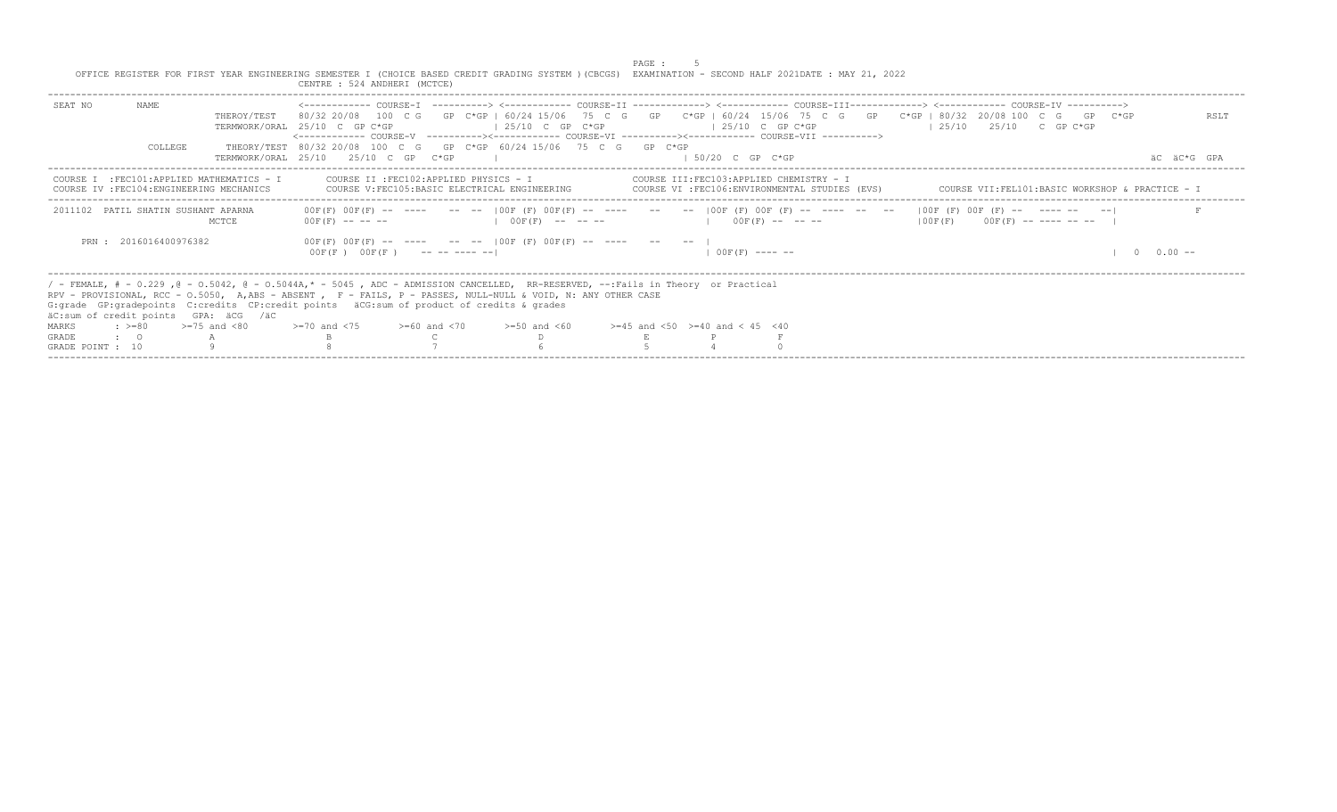OFFICE REGISTER FOR FIRST YEAR ENGINEERING SEMESTER I (CHOICE BASED CREDIT GRADING SYSTEM )(CBCGS) EXAMINATION - SECOND HALF 2021DATE : MAY 21, 2022

CENTRE : 524 ANDHERI (MCTCE)

```
SEAT NO       NAME                 <------------ COURSE-I  ----------> <------------ COURSE-II -------------> <------------ COURSE-III------------> <------------ COURSE-IV ---------->
                    THEROY/TEST    80/32 20/08  100  C G   GP  C*GP | 60/24 15/06  75  C  G   GP   C*GP | 60/24  15/06  75  C  G   GP   C*GP | 80/32  20/08 100  C  G   GP  C*GP          RSLT
                    TERMWORK/ORAL  25/10  C  GP C*GP                | 25/10  C  GP  C*GP                | 25/10  C  GP C*GP                 | 25/10    25/10    C  GP C*GP
                                   <------------ COURSE-V  ----------><----------- COURSE-VI ----------><------------ COURSE-VII ---------->
              COLLEGE       THEORY/TEST  80/32 20/08  100  C  G   GP  C*GP  60/24 15/06   75  C  G   GP  C*GP
                    TERMWORK/ORAL  25/10    25/10  C  GP   C*GP     |                                  | 50/20  C  GP  C*GP                                                        äC  äC*G  GPA
```

```
COURSE I  :FEC101:APPLIED MATHEMATICS - I        COURSE II :FEC102:APPLIED PHYSICS - I              COURSE III:FEC103:APPLIED CHEMISTRY - I
COURSE IV :FEC104:ENGINEERING MECHANICS          COURSE V:FEC105:BASIC ELECTRICAL ENGINEERING       COURSE VI :FEC106:ENVIRONMENTAL STUDIES (EVS)         COURSE VII:FEL101:BASIC WORKSHOP & PRACTICE - I
```

```
 2011102  PATIL SHATIN SUSHANT APARNA      00F(F) 00F(F) --  ----    -- --  |00F (F) 00F(F) -- ----    --    -- |00F (F) 00F (F) -- ----  --  --    |00F (F) 00F (F) --   ---- --    --|            F
                           MCTCE           00F(F) -- -- --                  |  00F(F)  -- -- --                |   00F(F) -- -- --                  |00F(F)    00F(F) -- ---- -- --  |

      PRN : 2016016400976382              00F(F) 00F(F) --  ----    -- --  |00F (F) 00F(F) -- ----    --    -- |
                                           00F(F )  00F(F )    -- -- ---- --|                                  | 00F(F) ---- --                                                     |  0   0.00 --
```

/ - FEMALE, # - 0.229 ,@ - O.5042, @ - O.5044A,* - 5045 , ADC - ADMISSION CANCELLED, RR-RESERVED, --:Fails in Theory or Practical
RPV - PROVISIONAL, RCC - O.5050, A,ABS - ABSENT , F - FAILS, P - PASSES, NULL-NULL & VOID, N: ANY OTHER CASE
G:grade GP:gradepoints C:credits CP:credit points äCG:sum of product of credits & grades
äC:sum of credit points GPA: äCG /äC

| MARKS | : >=80 | >=75 and <80 | >=70 and <75 | >=60 and <70 | >=50 and <60 | >=45 and <50 | >=40 and < 45 | <40 |
|---|---|---|---|---|---|---|---|---|
| GRADE | : O | A | B | C | D | E | P | F |
| GRADE POINT : | 10 | 9 | 8 | 7 | 6 | 5 | 4 | 0 |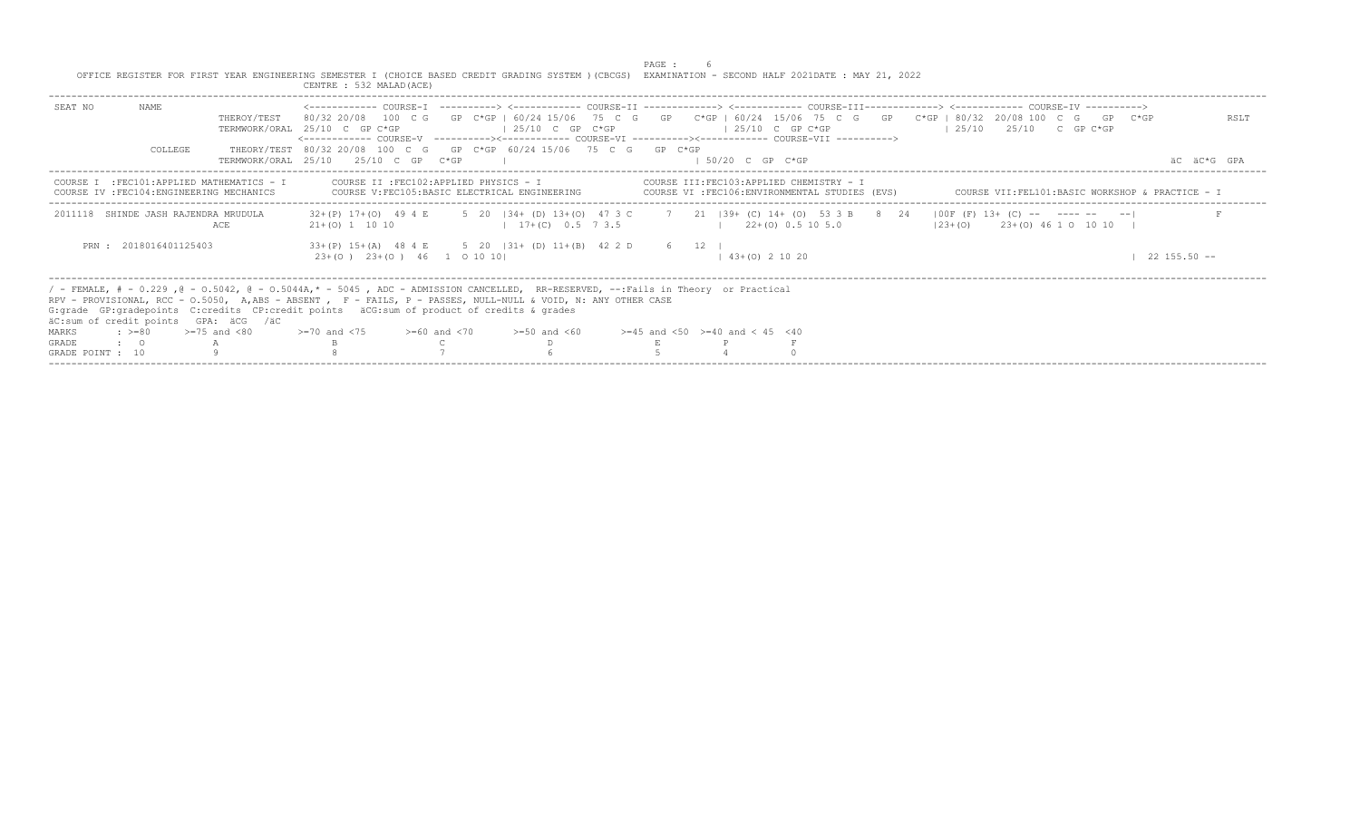OFFICE REGISTER FOR FIRST YEAR ENGINEERING SEMESTER I (CHOICE BASED CREDIT GRADING SYSTEM )(CBCGS) EXAMINATION - SECOND HALF 2021DATE : MAY 21, 2022

CENTRE : 532 MALAD(ACE)

```
SEAT NO     NAME                        <------------ COURSE-I  ----------> <------------ COURSE-II -------------> <------------ COURSE-III------------> <------------ COURSE-IV ---------->
                        THEROY/TEST     80/32 20/08  100  C G    GP  C*GP | 60/24 15/06   75  C  G    GP    C*GP | 60/24  15/06  75  C  G    GP    C*GP | 80/32  20/08 100  C  G    GP   C*GP          RSLT
                        TERMWORK/ORAL  25/10  C  GP C*GP                  | 25/10  C  GP  C*GP                   | 25/10  C  GP C*GP                    | 25/10    25/10    C  GP C*GP
                                        <------------ COURSE-V  ----------><------------ COURSE-VI ----------><------------ COURSE-VII ---------->
            COLLEGE     THEORY/TEST  80/32 20/08  100  C  G    GP  C*GP  60/24 15/06   75  C  G    GP  C*GP
                        TERMWORK/ORAL  25/10    25/10  C  GP   C*GP       |                                  | 50/20  C  GP  C*GP                                                                    äC  äC*G  GPA
```

COURSE I :FEC101:APPLIED MATHEMATICS - I | COURSE II :FEC102:APPLIED PHYSICS - I | COURSE III:FEC103:APPLIED CHEMISTRY - I
COURSE IV :FEC104:ENGINEERING MECHANICS | COURSE V:FEC105:BASIC ELECTRICAL ENGINEERING | COURSE VI :FEC106:ENVIRONMENTAL STUDIES (EVS) | COURSE VII:FEL101:BASIC WORKSHOP & PRACTICE - I

```
 2011118  SHINDE JASH RAJENDRA MRUDULA      32+(P) 17+(O)  49 4 E      5  20  |34+ (D) 13+(O)  47 3 C      7   21  |39+ (C) 14+ (O)  53 3 B    8  24   |00F (F) 13+ (C) --   ---- --    --|              F
                              ACE           21+(O) 1  10 10                    |  17+(C)  0.5  7 3.5                |    22+(O) 0.5 10 5.0                 |23+(O)     23+(O) 46 1 O  10 10   |

      PRN : 2018016401125403                33+(P) 15+(A)  48 4 E      5  20  |31+ (D) 11+(B)  42 2 D      6   12  |
                                             23+(O )  23+(O )  46   1  O 10 10|                                    | 43+(O) 2 10 20                                                        |  22 155.50 --
```

/ - FEMALE, # - 0.229 ,@ - O.5042, @ - O.5044A,* - 5045 , ADC - ADMISSION CANCELLED, RR-RESERVED, --:Fails in Theory or Practical
RPV - PROVISIONAL, RCC - O.5050, A,ABS - ABSENT , F - FAILS, P - PASSES, NULL-NULL & VOID, N: ANY OTHER CASE
G:grade GP:gradepoints C:credits CP:credit points äCG:sum of product of credits & grades
äC:sum of credit points GPA: äCG /äC

| MARKS | : >=80 | >=75 and <80 | >=70 and <75 | >=60 and <70 | >=50 and <60 | >=45 and <50 | >=40 and < 45 | <40 |
|---|---|---|---|---|---|---|---|---|
| GRADE | : O | A | B | C | D | E | P | F |
| GRADE POINT | : 10 | 9 | 8 | 7 | 6 | 5 | 4 | 0 |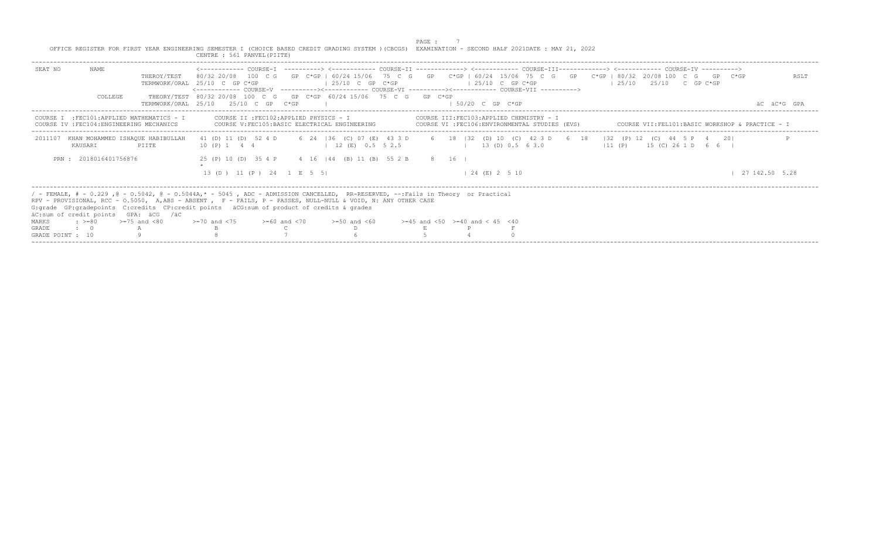OFFICE REGISTER FOR FIRST YEAR ENGINEERING SEMESTER I (CHOICE BASED CREDIT GRADING SYSTEM )(CBCGS) EXAMINATION - SECOND HALF 2021DATE : MAY 21, 2022

CENTRE : 561 PANVEL(PIITE)

```
SEAT NO     NAME                      <------------ COURSE-I  ----------> <------------ COURSE-II -------------> <------------ COURSE-III-------------> <------------ COURSE-IV ---------->
                     THEROY/TEST    80/32 20/08  100  C G   GP  C*GP | 60/24 15/06  75  C  G   GP   C*GP | 60/24  15/06  75  C  G   GP   C*GP | 80/32  20/08 100  C  G   GP  C*GP        RSLT
                     TERMWORK/ORAL  25/10  C  GP C*GP                | 25/10  C  GP  C*GP                | 25/10  C  GP C*GP                 | 25/10   25/10   C  GP C*GP
                                    <------------ COURSE-V  ----------><------------ COURSE-VI ----------><------------ COURSE-VII ---------->
            COLLEGE  THEORY/TEST    80/32 20/08  100  C  G   GP  C*GP  60/24 15/06   75  C  G   GP  C*GP
                     TERMWORK/ORAL  25/10    25/10  C  GP   C*GP      |                                  | 50/20  C  GP  C*GP                                                      äC  äC*G  GPA

COURSE I  :FEC101:APPLIED MATHEMATICS - I       COURSE II :FEC102:APPLIED PHYSICS - I              COURSE III:FEC103:APPLIED CHEMISTRY - I
COURSE IV :FEC104:ENGINEERING MECHANICS         COURSE V:FEC105:BASIC ELECTRICAL ENGINEERING       COURSE VI :FEC106:ENVIRONMENTAL STUDIES (EVS)        COURSE VII:FEL101:BASIC WORKSHOP & PRACTICE - I

 2011107  KHAN MOHAMMED ISHAQUE HABIBULLAH   41 (D) 11 (D)  52 4 D      6  24  |36  (C) 07 (E)  43 3 D      6   18  |32  (D) 10  (C)  42 3 D    6  18   |32  (P) 12  (C)  44  5 P   4    20|              F
          KAUSARI           PIITE            10 (P) 1   4  4                   |  12 (E)  0.5  5 2.5               |   13 (D) 0.5  6 3.0                  |11 (P)     15 (C) 26 1 D   6  6   |

      PRN : 2018016401756876                 25 (P) 10 (D)  35 4 P      4  16  |44  (B) 11 (B)  55 2 B      8   16  |
                                              *
                                             13 (D )  11 (P )  24   1  E  5  5|                                    | 24 (E) 2  5 10                                                       | 27 142.50  5.28
```

/ - FEMALE, # - 0.229 ,@ - O.5042, @ - O.5044A,* - 5045 , ADC - ADMISSION CANCELLED, RR-RESERVED, --:Fails in Theory or Practical
RPV - PROVISIONAL, RCC - O.5050, A,ABS - ABSENT , F - FAILS, P - PASSES, NULL-NULL & VOID, N: ANY OTHER CASE
G:grade GP:gradepoints C:credits CP:credit points äCG:sum of product of credits & grades
äC:sum of credit points GPA: äCG /äC

| MARKS | : >=80 | >=75 and <80 | >=70 and <75 | >=60 and <70 | >=50 and <60 | >=45 and <50 | >=40 and < 45 | <40 |
|---|---|---|---|---|---|---|---|---|
| GRADE | : O | A | B | C | D | E | P | F |
| GRADE POINT : | 10 | 9 | 8 | 7 | 6 | 5 | 4 | 0 |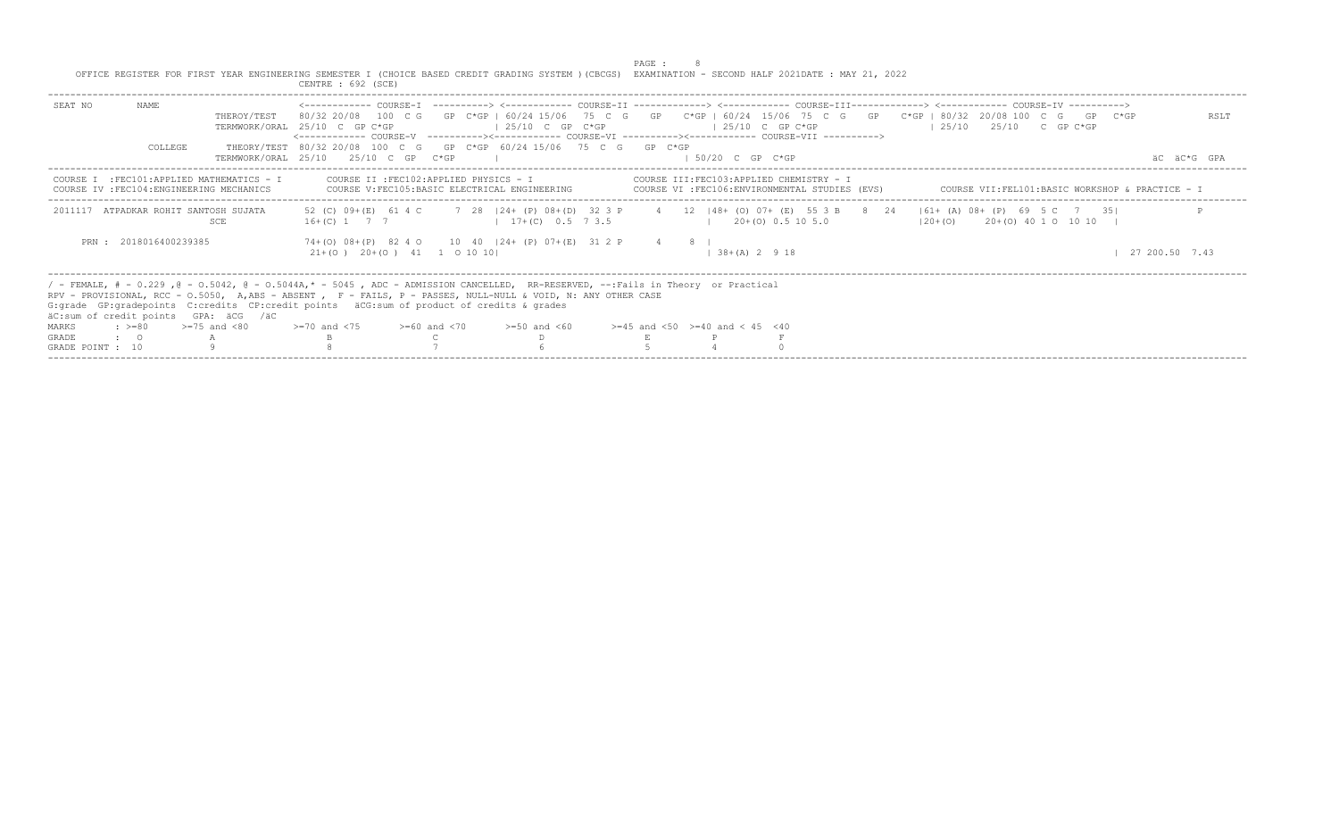OFFICE REGISTER FOR FIRST YEAR ENGINEERING SEMESTER I (CHOICE BASED CREDIT GRADING SYSTEM )(CBCGS) EXAMINATION - SECOND HALF 2021DATE : MAY 21, 2022

CENTRE : 692 (SCE)

```
SEAT NO      NAME                      <------------ COURSE-I  ----------> <------------ COURSE-II -------------> <------------ COURSE-III-------------> <------------ COURSE-IV ---------->
                        THEROY/TEST    80/32 20/08  100  C G   GP  C*GP | 60/24 15/06  75  C  G   GP   C*GP | 60/24  15/06  75  C  G   GP   C*GP | 80/32  20/08 100  C  G   GP  C*GP          RSLT
                        TERMWORK/ORAL  25/10  C  GP C*GP                | 25/10  C  GP  C*GP              | 25/10  C  GP C*GP                  | 25/10    25/10   C  GP C*GP
                                       <------------ COURSE-V  ----------><------------ COURSE-VI ----------><------------ COURSE-VII ---------->
             COLLEGE    THEORY/TEST  80/32 20/08  100  C  G   GP  C*GP  60/24 15/06   75  C  G   GP  C*GP
                        TERMWORK/ORAL  25/10    25/10  C  GP   C*GP     |                                  | 50/20  C  GP  C*GP                                                        äC  äC*G  GPA

COURSE I  :FEC101:APPLIED MATHEMATICS - I        COURSE II :FEC102:APPLIED PHYSICS - I               COURSE III:FEC103:APPLIED CHEMISTRY - I
COURSE IV :FEC104:ENGINEERING MECHANICS          COURSE V:FEC105:BASIC ELECTRICAL ENGINEERING        COURSE VI :FEC106:ENVIRONMENTAL STUDIES (EVS)         COURSE VII:FEL101:BASIC WORKSHOP & PRACTICE - I

 2011117  ATPADKAR ROHIT SANTOSH SUJATA     52 (C) 09+(E)  61 4 C     7  28  |24+ (P) 08+(D)  32 3 P     4   12  |48+ (O) 07+ (E)  55 3 B    8  24   |61+ (A) 08+ (P)  69  5 C   7   35|              P
                                  SCE       16+(C) 1   7  7                   |  17+(C)  0.5  7 3.5               |   20+(O) 0.5 10 5.0                |20+(O)     20+(O) 40 1 O  10 10  |

      PRN : 2018016400239385                74+(O) 08+(P)  82 4 O     10  40  |24+ (P) 07+(E)  31 2 P     4    8  |
                                             21+(O )  20+(O )  41   1  O 10 10|                                   | 38+(A) 2  9 18                                                        | 27 200.50  7.43
```

/ - FEMALE, # - 0.229 ,@ - O.5042, @ - O.5044A,* - 5045 , ADC - ADMISSION CANCELLED, RR-RESERVED, --:Fails in Theory or Practical
RPV - PROVISIONAL, RCC - O.5050, A,ABS - ABSENT , F - FAILS, P - PASSES, NULL-NULL & VOID, N: ANY OTHER CASE
G:grade GP:gradepoints C:credits CP:credit points äCG:sum of product of credits & grades
äC:sum of credit points GPA: äCG /äC

| MARKS | : >=80 | >=75 and <80 | >=70 and <75 | >=60 and <70 | >=50 and <60 | >=45 and <50 | >=40 and < 45 | <40 |
|---|---|---|---|---|---|---|---|---|
| GRADE | : O | A | B | C | D | E | P | F |
| GRADE POINT | : 10 | 9 | 8 | 7 | 6 | 5 | 4 | 0 |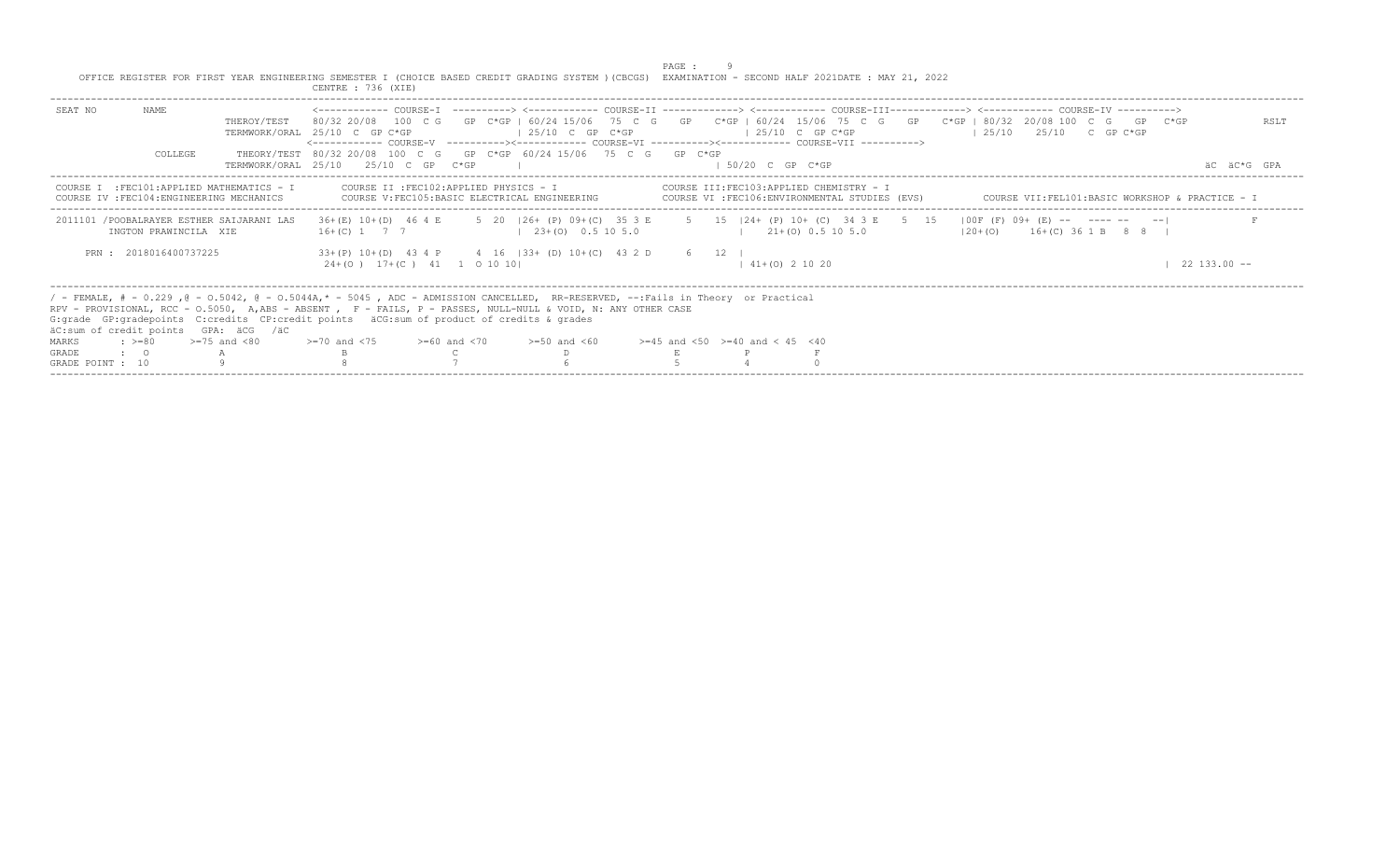OFFICE REGISTER FOR FIRST YEAR ENGINEERING SEMESTER I (CHOICE BASED CREDIT GRADING SYSTEM )(CBCGS) EXAMINATION - SECOND HALF 2021DATE : MAY 21, 2022

CENTRE : 736 (XIE)

```
SEAT NO     NAME                  <------------ COURSE-I  ----------> <------------ COURSE-II -------------> <------------ COURSE-III------------> <------------ COURSE-IV ---------->
                   THEROY/TEST    80/32 20/08  100  C G   GP  C*GP | 60/24 15/06  75  C  G    GP   C*GP | 60/24  15/06  75  C  G    GP   C*GP | 80/32  20/08 100  C  G   GP  C*GP        RSLT
                   TERMWORK/ORAL  25/10  C  GP C*GP                | 25/10  C  GP  C*GP                 | 25/10  C  GP C*GP                  | 25/10    25/10   C  GP C*GP
                                  <------------ COURSE-V  ----------><----------- COURSE-VI ----------><------------ COURSE-VII ---------->
            COLLEGE  THEORY/TEST  80/32 20/08  100  C  G   GP  C*GP  60/24 15/06   75  C  G    GP  C*GP
                   TERMWORK/ORAL  25/10    25/10  C  GP   C*GP      |                                    | 50/20  C  GP  C*GP                                                     äC  äC*G  GPA
```

| | |
|---|---|
| COURSE I :FEC101:APPLIED MATHEMATICS - I | COURSE II :FEC102:APPLIED PHYSICS - I |
| COURSE III:FEC103:APPLIED CHEMISTRY - I | COURSE IV :FEC104:ENGINEERING MECHANICS |
| COURSE V:FEC105:BASIC ELECTRICAL ENGINEERING | COURSE VI :FEC106:ENVIRONMENTAL STUDIES (EVS) |
| COURSE VII:FEL101:BASIC WORKSHOP & PRACTICE - I | |

```
 2011101 /POOBALRAYER ESTHER SAIJARANI LAS   36+(E) 10+(D)  46 4 E      5  20  |26+ (P) 09+(C)  35 3 E      5   15  |24+ (P) 10+ (C)  34 3 E    5  15   |00F (F) 09+ (E) --  ---- --    --|            F
         INGTON PRAWINCILA  XIE             16+(C) 1   7  7                    | 23+(O)  0.5 10 5.0                  |   21+(O) 0.5 10 5.0                  |20+(O)     16+(C) 36 1 B   8  8  |

     PRN : 2018016400737225                 33+(P) 10+(D)  43 4 P      4  16  |33+ (D) 10+(C)  43 2 D      6   12  |
                                             24+(O )  17+(C )  41   1  O 10 10|                                    | 41+(O) 2 10 20                                                      | 22 133.00 --
```

/ - FEMALE, # - 0.229 ,@ - O.5042, @ - O.5044A,* - 5045 , ADC - ADMISSION CANCELLED, RR-RESERVED, --:Fails in Theory or Practical
RPV - PROVISIONAL, RCC - O.5050, A,ABS - ABSENT , F - FAILS, P - PASSES, NULL-NULL & VOID, N: ANY OTHER CASE
G:grade GP:gradepoints C:credits CP:credit points äCG:sum of product of credits & grades
äC:sum of credit points GPA: äCG /äC

| MARKS | : >=80 | >=75 and <80 | >=70 and <75 | >=60 and <70 | >=50 and <60 | >=45 and <50 | >=40 and < 45 | <40 |
|---|---|---|---|---|---|---|---|---|
| GRADE | : O | A | B | C | D | E | P | F |
| GRADE POINT | : 10 | 9 | 8 | 7 | 6 | 5 | 4 | 0 |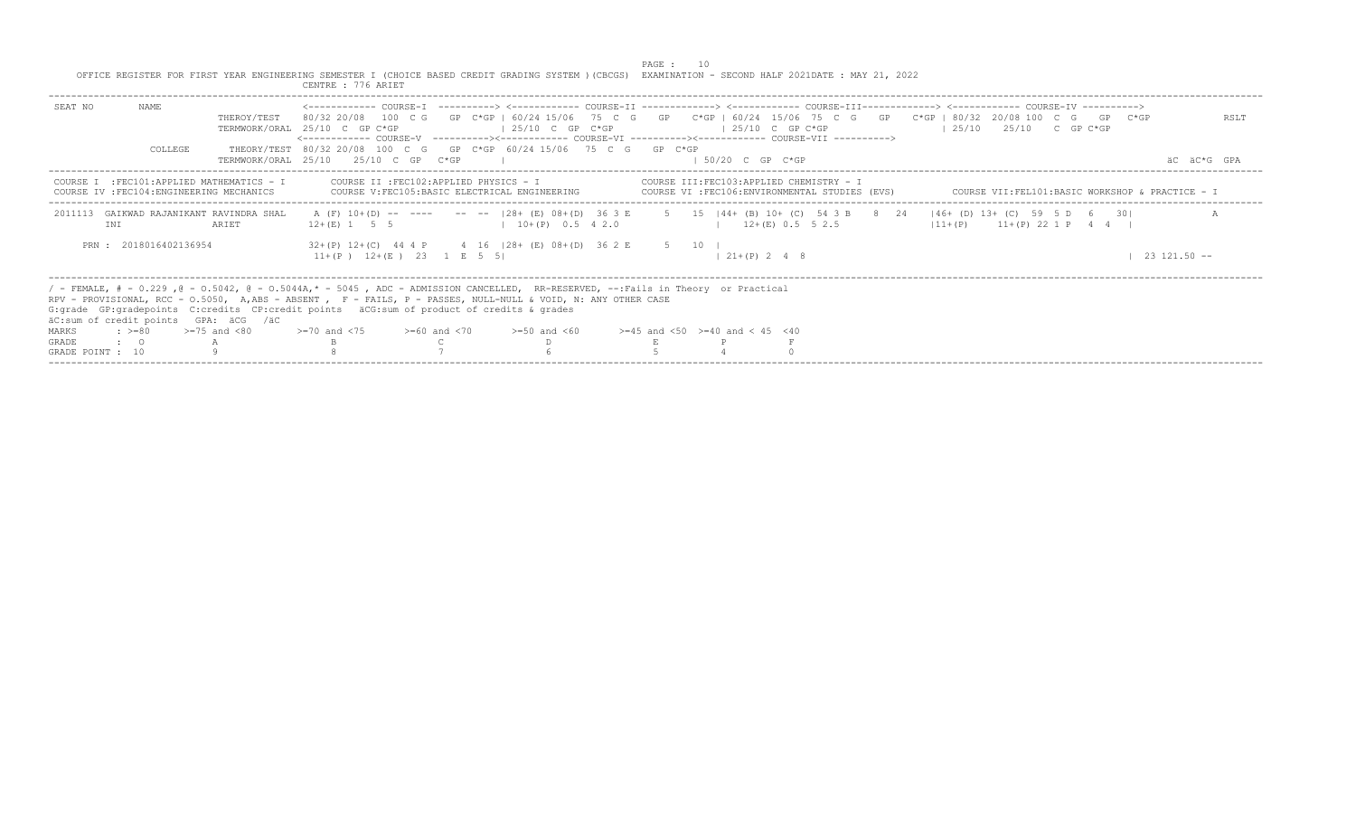OFFICE REGISTER FOR FIRST YEAR ENGINEERING SEMESTER I (CHOICE BASED CREDIT GRADING SYSTEM )(CBCGS) EXAMINATION - SECOND HALF 2021DATE : MAY 21, 2022

CENTRE : 776 ARIET

```
SEAT NO        NAME                        <------------ COURSE-I  ----------> <------------ COURSE-II -------------> <------------ COURSE-III-------------> <------------ COURSE-IV ---------->
                            THEROY/TEST    80/32 20/08  100  C G    GP  C*GP | 60/24 15/06   75  C  G    GP    C*GP | 60/24  15/06  75  C  G    GP    C*GP | 80/32  20/08 100  C  G    GP   C*GP            RSLT
                            TERMWORK/ORAL  25/10  C  GP C*GP                 | 25/10  C  GP  C*GP                  | 25/10  C  GP C*GP                   | 25/10    25/10    C  GP C*GP
                                           <------------ COURSE-V  ----------><------------ COURSE-VI ----------><------------ COURSE-VII ---------->
               COLLEGE      THEORY/TEST  80/32 20/08  100  C  G    GP  C*GP  60/24 15/06   75  C  G    GP  C*GP
                            TERMWORK/ORAL  25/10    25/10  C  GP   C*GP      |                               | 50/20  C  GP  C*GP                                                                 äC  äC*G  GPA

COURSE I  :FEC101:APPLIED MATHEMATICS - I        COURSE II :FEC102:APPLIED PHYSICS - I                 COURSE III:FEC103:APPLIED CHEMISTRY - I
COURSE IV :FEC104:ENGINEERING MECHANICS          COURSE V:FEC105:BASIC ELECTRICAL ENGINEERING          COURSE VI :FEC106:ENVIRONMENTAL STUDIES (EVS)        COURSE VII:FEL101:BASIC WORKSHOP & PRACTICE - I

 2011113  GAIKWAD RAJANIKANT RAVINDRA SHAL    A (F) 10+(D) --  ----     --  --  |28+ (E) 08+(D)  36 3 E     5   15  |44+ (B) 10+ (C)  54 3 B    8  24   |46+ (D) 13+ (C)  59  5 D   6   30|            A
         INI                ARIET          12+(E) 1   5  5                      |  10+(P)  0.5  4 2.0                 |    12+(E) 0.5  5 2.5                |11+(P)     11+(P) 22 1 P   4  4  |

     PRN : 2018016402136954                32+(P) 12+(C)  44 4 P      4  16  |28+ (E) 08+(D)  36 2 E      5   10  |
                                            11+(P )  12+(E )  23   1  E  5  5|                                    | 21+(P) 2  4  8                                                         | 23 121.50 --
```

/ - FEMALE, # - 0.229 ,@ - 0.5042, @ - 0.5044A,* - 5045 , ADC - ADMISSION CANCELLED, RR-RESERVED, --:Fails in Theory or Practical
RPV - PROVISIONAL, RCC - O.5050, A,ABS - ABSENT , F - FAILS, P - PASSES, NULL-NULL & VOID, N: ANY OTHER CASE
G:grade GP:gradepoints C:credits CP:credit points äCG:sum of product of credits & grades
äC:sum of credit points GPA: äCG /äC

| MARKS | : >=80 | >=75 and <80 | >=70 and <75 | >=60 and <70 | >=50 and <60 | >=45 and <50 | >=40 and < 45 | <40 |
|---|---|---|---|---|---|---|---|---|
| GRADE | : O | A | B | C | D | E | P | F |
| GRADE POINT | : 10 | 9 | 8 | 7 | 6 | 5 | 4 | 0 |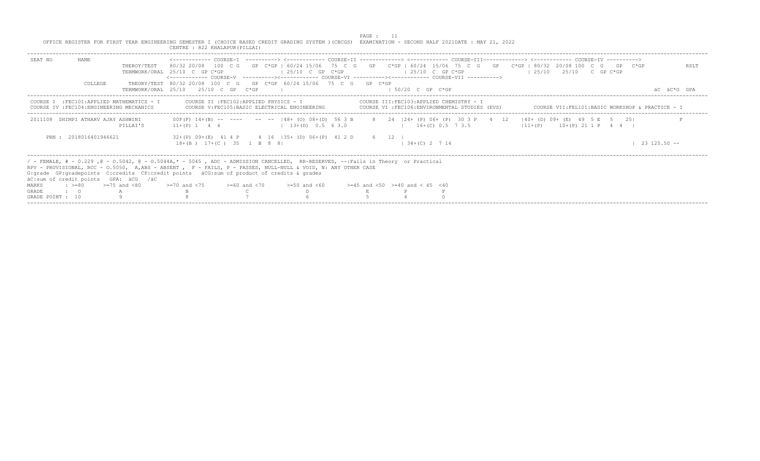OFFICE REGISTER FOR FIRST YEAR ENGINEERING SEMESTER I (CHOICE BASED CREDIT GRADING SYSTEM )(CBCGS) EXAMINATION - SECOND HALF 2021DATE : MAY 21, 2022

CENTRE : 822 KHALAPUR(PILLAI)

```
SEAT NO     NAME                   <------------ COURSE-I  ----------> <------------ COURSE-II -------------> <------------ COURSE-III------------> <------------ COURSE-IV ---------->
                     THEROY/TEST    80/32 20/08  100  C G   GP  C*GP | 60/24 15/06  75  C  G   GP   C*GP | 60/24  15/06  75  C  G   GP   C*GP | 80/32  20/08 100  C  G   GP  C*GP          RSLT
                     TERMWORK/ORAL  25/10  C  GP C*GP                | 25/10  C  GP  C*GP                | 25/10  C  GP C*GP                 | 25/10   25/10   C  GP C*GP
                                   <------------ COURSE-V  ----------><------------ COURSE-VI ----------><------------ COURSE-VII ---------->
            COLLEGE  THEORY/TEST   80/32 20/08  100  C  G   GP  C*GP  60/24 15/06   75  C  G   GP  C*GP
                     TERMWORK/ORAL 25/10    25/10  C  GP   C*GP      |                                   | 50/20  C  GP  C*GP                                                    äC  äC*G  GPA

COURSE I  :FEC101:APPLIED MATHEMATICS - I        COURSE II :FEC102:APPLIED PHYSICS - I                COURSE III:FEC103:APPLIED CHEMISTRY - I
COURSE IV :FEC104:ENGINEERING MECHANICS          COURSE V:FEC105:BASIC ELECTRICAL ENGINEERING          COURSE VI :FEC106:ENVIRONMENTAL STUDIES (EVS)        COURSE VII:FEL101:BASIC WORKSHOP & PRACTICE - I

 2011108  SHIMPI ATHARV AJAY ASHWINI      00F(F) 14+(B) --  ----     --  --  |48+ (O) 08+(D)  56 3 B     8   24  |24+ (P) 06+ (P)  30 3 P    4  12    |40+ (D) 09+ (E)  49  5 E   5   25|              F
                          PILLAI'S        11+(P) 1   4  4                    |  13+(D)  0.5  6 3.0               |   16+(C) 0.5  7 3.5                 |11+(P)     10+(P) 21 1 P   4  4  |

     PRN : 2018016401946621               32+(P) 09+(E)  41 4 P      4  16  |35+ (D) 06+(P)  41 2 D      6   12  |
                                           18+(B )  17+(C )  35   1  B  8  8|                                    | 34+(C) 2   7 14                                                     |  23 125.50 --
```

/ - FEMALE, # - 0.229 ,@ - 0.5042, @ - 0.5044A,* - 5045 , ADC - ADMISSION CANCELLED, RR-RESERVED, --:Fails in Theory or Practical
RPV - PROVISIONAL, RCC - 0.5050, A,ABS - ABSENT , F - FAILS, P - PASSES, NULL-NULL & VOID, N: ANY OTHER CASE
G:grade GP:gradepoints C:credits CP:credit points äCG:sum of product of credits & grades
äC:sum of credit points GPA: äCG /äC

| MARKS | : >=80 | >=75 and <80 | >=70 and <75 | >=60 and <70 | >=50 and <60 | >=45 and <50 | >=40 and < 45 | <40 |
|---|---|---|---|---|---|---|---|---|
| GRADE | : O | A | B | C | D | E | P | F |
| GRADE POINT | : 10 | 9 | 8 | 7 | 6 | 5 | 4 | 0 |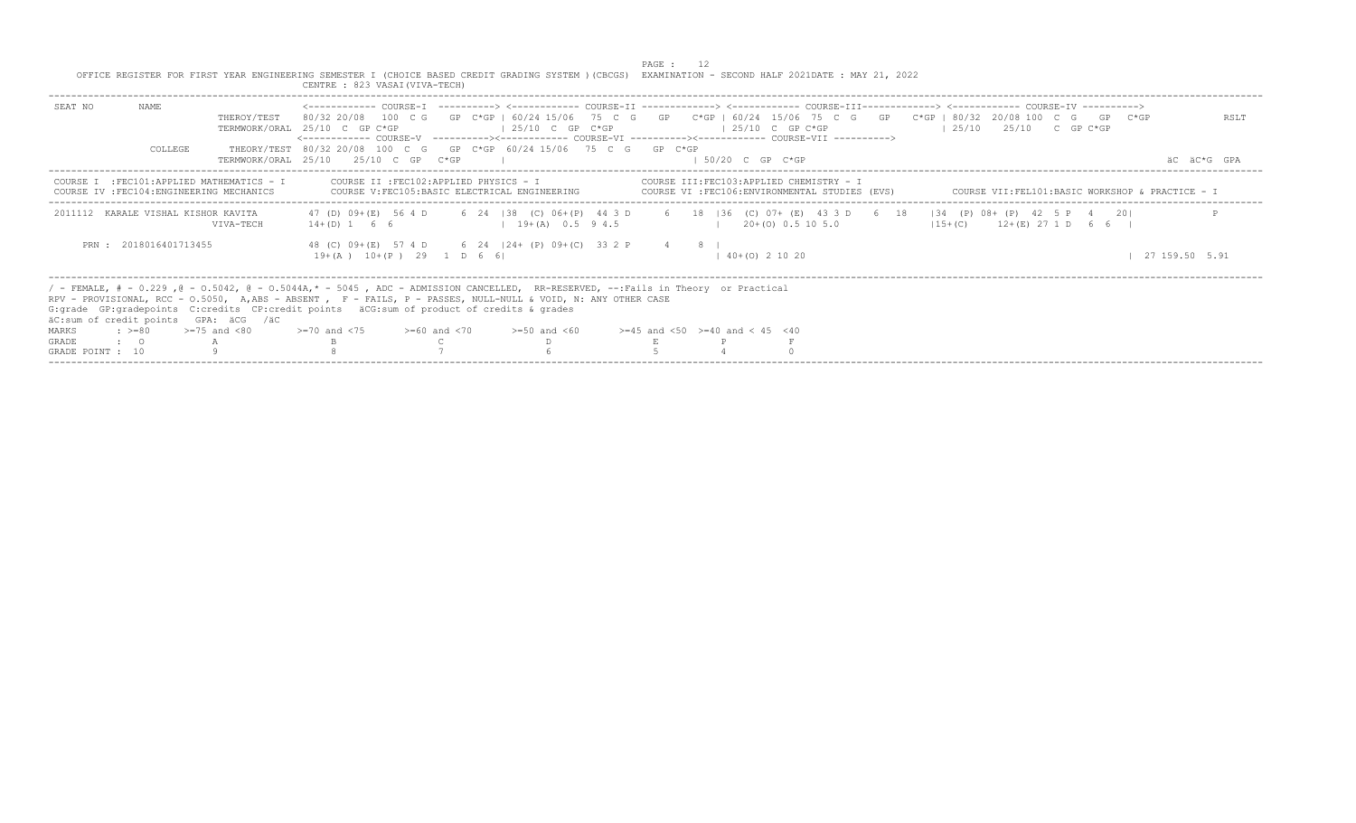OFFICE REGISTER FOR FIRST YEAR ENGINEERING SEMESTER I (CHOICE BASED CREDIT GRADING SYSTEM )(CBCGS) EXAMINATION - SECOND HALF 2021DATE : MAY 21, 2022

CENTRE : 823 VASAI(VIVA-TECH)

```
SEAT NO      NAME                   <------------ COURSE-I  ----------> <------------ COURSE-II -------------> <------------ COURSE-III-------------> <------------ COURSE-IV ---------->
                       THEROY/TEST    80/32 20/08  100  C G    GP  C*GP | 60/24 15/06   75  C  G    GP    C*GP | 60/24  15/06  75  C  G    GP    C*GP | 80/32  20/08 100  C  G    GP   C*GP            RSLT
                       TERMWORK/ORAL  25/10  C  GP C*GP                 | 25/10  C  GP  C*GP                   | 25/10  C  GP C*GP                    | 25/10    25/10    C  GP C*GP
                                      <------------ COURSE-V  ----------><----------- COURSE-VI ----------><------------ COURSE-VII ---------->
             COLLEGE   THEORY/TEST   80/32 20/08  100  C  G    GP  C*GP  60/24 15/06   75  C  G    GP  C*GP
                       TERMWORK/ORAL  25/10    25/10  C  GP   C*GP     |                                     | 50/20  C  GP  C*GP                                                                  äC  äC*G  GPA
```

```
COURSE I  :FEC101:APPLIED MATHEMATICS - I        COURSE II :FEC102:APPLIED PHYSICS - I                 COURSE III:FEC103:APPLIED CHEMISTRY - I
COURSE IV :FEC104:ENGINEERING MECHANICS          COURSE V:FEC105:BASIC ELECTRICAL ENGINEERING           COURSE VI :FEC106:ENVIRONMENTAL STUDIES (EVS)        COURSE VII:FEL101:BASIC WORKSHOP & PRACTICE - I
```

```
 2011112  KARALE VISHAL KISHOR KAVITA        47 (D) 09+(E)  56 4 D      6  24  |38  (C) 06+(P)  44 3 D      6   18  |36  (C) 07+ (E)  43 3 D    6  18   |34  (P) 08+ (P)  42  5 P   4    20|              F
                              VIVA-TECH      14+(D) 1   6  6                   |  19+(A)  0.5  9 4.5                |    20+(O) 0.5 10 5.0                 |15+(C)     12+(E) 27 1 D   6  6   |

      PRN : 2018016401713455                 48 (C) 09+(E)  57 4 D      6  24  |24+ (P) 09+(C)  33 2 P      4     8  |
                                              19+(A )  10+(P )  29   1  D  6  6|                                       | 40+(O) 2 10 20                                                      | 27 159.50  5.91
```

/ - FEMALE, # - 0.229 ,@ - O.5042, @ - O.5044A,* - 5045 , ADC - ADMISSION CANCELLED, RR-RESERVED, --:Fails in Theory or Practical
RPV - PROVISIONAL, RCC - O.5050, A,ABS - ABSENT , F - FAILS, P - PASSES, NULL-NULL & VOID, N: ANY OTHER CASE
G:grade GP:gradepoints C:credits CP:credit points äCG:sum of product of credits & grades
äC:sum of credit points GPA: äCG /äC

| MARKS | : >=80 | >=75 and <80 | >=70 and <75 | >=60 and <70 | >=50 and <60 | >=45 and <50 | >=40 and < 45 | <40 |
|---|---|---|---|---|---|---|---|---|
| GRADE | : O | A | B | C | D | E | P | F |
| GRADE POINT | : 10 | 9 | 8 | 7 | 6 | 5 | 4 | 0 |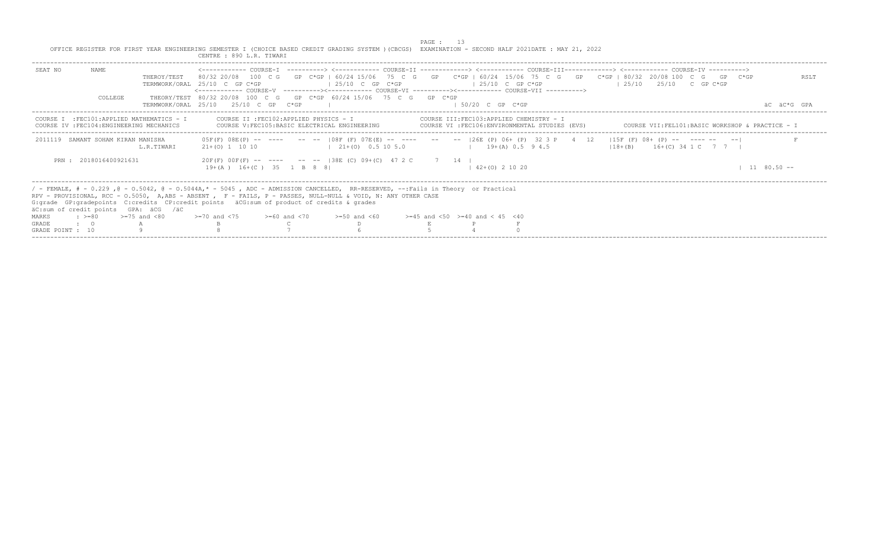OFFICE REGISTER FOR FIRST YEAR ENGINEERING SEMESTER I (CHOICE BASED CREDIT GRADING SYSTEM )(CBCGS) EXAMINATION - SECOND HALF 2021DATE : MAY 21, 2022

CENTRE : 890 L.R. TIWARI

```
SEAT NO     NAME                         <------------ COURSE-I  ----------> <------------ COURSE-II -------------> <------------ COURSE-III-------------> <------------ COURSE-IV ---------->
                      THEROY/TEST    80/32 20/08  100  C G   GP  C*GP | 60/24 15/06  75  C  G   GP   C*GP | 60/24  15/06  75  C  G   GP   C*GP | 80/32  20/08 100  C  G   GP  C*GP         RSLT
                      TERMWORK/ORAL  25/10  C  GP C*GP                | 25/10  C  GP  C*GP               | 25/10  C  GP C*GP                   | 25/10    25/10   C  GP C*GP
                                     <------------ COURSE-V  ----------><------------ COURSE-VI ----------><------------ COURSE-VII ---------->
            COLLEGE   THEORY/TEST    80/32 20/08  100  C  G   GP  C*GP  60/24 15/06   75  C  G   GP  C*GP
                      TERMWORK/ORAL  25/10    25/10  C  GP   C*GP    |                                   | 50/20  C  GP  C*GP                                                               äC  äC*G  GPA
```

```
COURSE I  :FEC101:APPLIED MATHEMATICS - I        COURSE II :FEC102:APPLIED PHYSICS - I                COURSE III:FEC103:APPLIED CHEMISTRY - I
COURSE IV :FEC104:ENGINEERING MECHANICS          COURSE V:FEC105:BASIC ELECTRICAL ENGINEERING         COURSE VI :FEC106:ENVIRONMENTAL STUDIES (EVS)        COURSE VII:FEL101:BASIC WORKSHOP & PRACTICE - I
```

```
2011119  SAMANT SOHAM KIRAN MANISHA      05F(F) 08E(P) --  ----    -- --  |08F (F) 07E(E) --  ----    --   --  |26E (P) 06+ (P)  32 3 P   4  12   |15F (F) 08+ (P) --   ---- --    --|              F
                          L.R.TIWARI      21+(O) 1  10 10                 |  21+(O)  0.5 10 5.0                |   19+(A) 0.5  9 4.5                 |18+(B)     16+(C) 34 1 C   7  7  |

     PRN : 2018016400921631               20F(F) 00F(F) --  ----    -- --  |38E (C) 09+(C)  47 2 C      7   14  |
                                           19+(A )  16+(C )  35   1  B  8  8|                                   | 42+(O) 2 10 20                                                         |  11  80.50 --
```

/ - FEMALE, # - 0.229 ,@ - O.5042, @ - O.5044A,* - 5045 , ADC - ADMISSION CANCELLED, RR-RESERVED, --:Fails in Theory or Practical
RPV - PROVISIONAL, RCC - O.5050, A,ABS - ABSENT , F - FAILS, P - PASSES, NULL-NULL & VOID, N: ANY OTHER CASE
G:grade GP:gradepoints C:credits CP:credit points äCG:sum of product of credits & grades
äC:sum of credit points GPA: äCG /äC

| MARKS | : >=80 | >=75 and <80 | >=70 and <75 | >=60 and <70 | >=50 and <60 | >=45 and <50 | >=40 and < 45 | <40 |
|---|---|---|---|---|---|---|---|---|
| GRADE | : O | A | B | C | D | E | P | F |
| GRADE POINT | : 10 | 9 | 8 | 7 | 6 | 5 | 4 | 0 |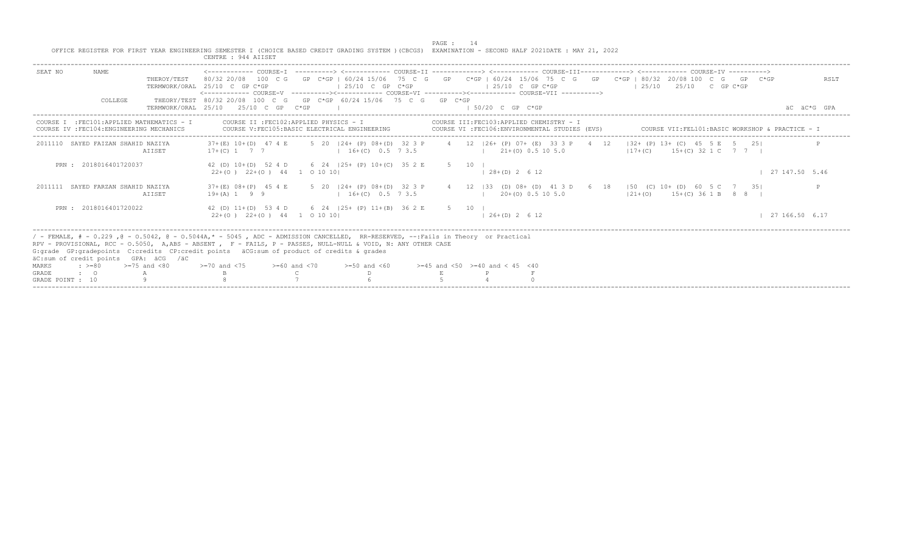OFFICE REGISTER FOR FIRST YEAR ENGINEERING SEMESTER I (CHOICE BASED CREDIT GRADING SYSTEM )(CBCGS) EXAMINATION - SECOND HALF 2021DATE : MAY 21, 2022

CENTRE : 944 AIISET

```
SEAT NO     NAME                          <------------ COURSE-I  ----------> <------------ COURSE-II -------------> <------------ COURSE-III-------------> <------------ COURSE-IV ---------->
                        THEROY/TEST    80/32 20/08  100  C G    GP  C*GP | 60/24 15/06  75  C  G    GP    C*GP | 60/24  15/06  75  C  G    GP    C*GP | 80/32  20/08 100  C  G    GP  C*GP           RSLT
                        TERMWORK/ORAL  25/10  C  GP C*GP                 | 25/10  C  GP  C*GP                  | 25/10  C  GP C*GP                   | 25/10    25/10    C  GP C*GP
                                       <------------ COURSE-V  ----------><------------ COURSE-VI ----------><------------ COURSE-VII ---------->
            COLLEGE     THEORY/TEST  80/32 20/08  100  C  G    GP  C*GP  60/24 15/06  75  C  G    GP  C*GP
                        TERMWORK/ORAL  25/10    25/10  C  GP   C*GP     |                                    | 50/20  C  GP  C*GP                                                               äC  äC*G  GPA

COURSE I  :FEC101:APPLIED MATHEMATICS - I        COURSE II :FEC102:APPLIED PHYSICS - I                 COURSE III:FEC103:APPLIED CHEMISTRY - I
COURSE IV :FEC104:ENGINEERING MECHANICS          COURSE V:FEC105:BASIC ELECTRICAL ENGINEERING          COURSE VI :FEC106:ENVIRONMENTAL STUDIES (EVS)        COURSE VII:FEL101:BASIC WORKSHOP & PRACTICE - I

 2011110  SAYED FAIZAN SHAHID NAZIYA        37+(E) 10+(D)  47 4 E      5  20  |24+ (P) 08+(D)  32 3 P      4   12  |26+ (P) 07+ (E)  33 3 P    4  12    |32+ (P) 13+ (C)  45  5 E   5   25|              P
                                AIISET      17+(C) 1   7  7                   |  16+(C)  0.5  7 3.5                |    21+(O) 0.5 10 5.0                |17+(C)     15+(C) 32 1 C   7  7  |

      PRN : 2018016401720037                42 (D) 10+(D)  52 4 D      6  24  |25+ (P) 10+(C)  35 2 E      5   10  |
                                             22+(O )  22+(O )  44   1  O 10 10|                                    | 28+(D) 2   6 12                                                          | 27 147.50  5.46

 2011111  SAYED FARZAN SHAHID NAZIYA        37+(E) 08+(P)  45 4 E      5  20  |24+ (P) 08+(D)  32 3 P      4   12  |33  (D) 08+ (D)  41 3 D    6  18    |50  (C) 10+ (D)  60  5 C   7   35|              P
                                AIISET      19+(A) 1   9  9                   |  16+(C)  0.5  7 3.5                |    20+(O) 0.5 10 5.0                |21+(O)     15+(C) 36 1 B   8  8  |

      PRN : 2018016401720022                42 (D) 11+(D)  53 4 D      6  24  |25+ (P) 11+(B)  36 2 E      5   10  |
                                             22+(O )  22+(O )  44   1  O 10 10|                                    | 26+(D) 2   6 12                                                          | 27 166.50  6.17
```

/ - FEMALE, # - 0.229 ,@ - O.5042, @ - O.5044A,* - 5045 , ADC - ADMISSION CANCELLED, RR-RESERVED, --:Fails in Theory or Practical
RPV - PROVISIONAL, RCC - O.5050, A,ABS - ABSENT , F - FAILS, P - PASSES, NULL-NULL & VOID, N: ANY OTHER CASE
G:grade GP:gradepoints C:credits CP:credit points äCG:sum of product of credits & grades
äC:sum of credit points GPA: äCG /äC

| MARKS | : >=80 | >=75 and <80 | >=70 and <75 | >=60 and <70 | >=50 and <60 | >=45 and <50 | >=40 and < 45 | <40 |
|---|---|---|---|---|---|---|---|---|
| GRADE | : O | A | B | C | D | E | P | F |
| GRADE POINT | : 10 | 9 | 8 | 7 | 6 | 5 | 4 | 0 |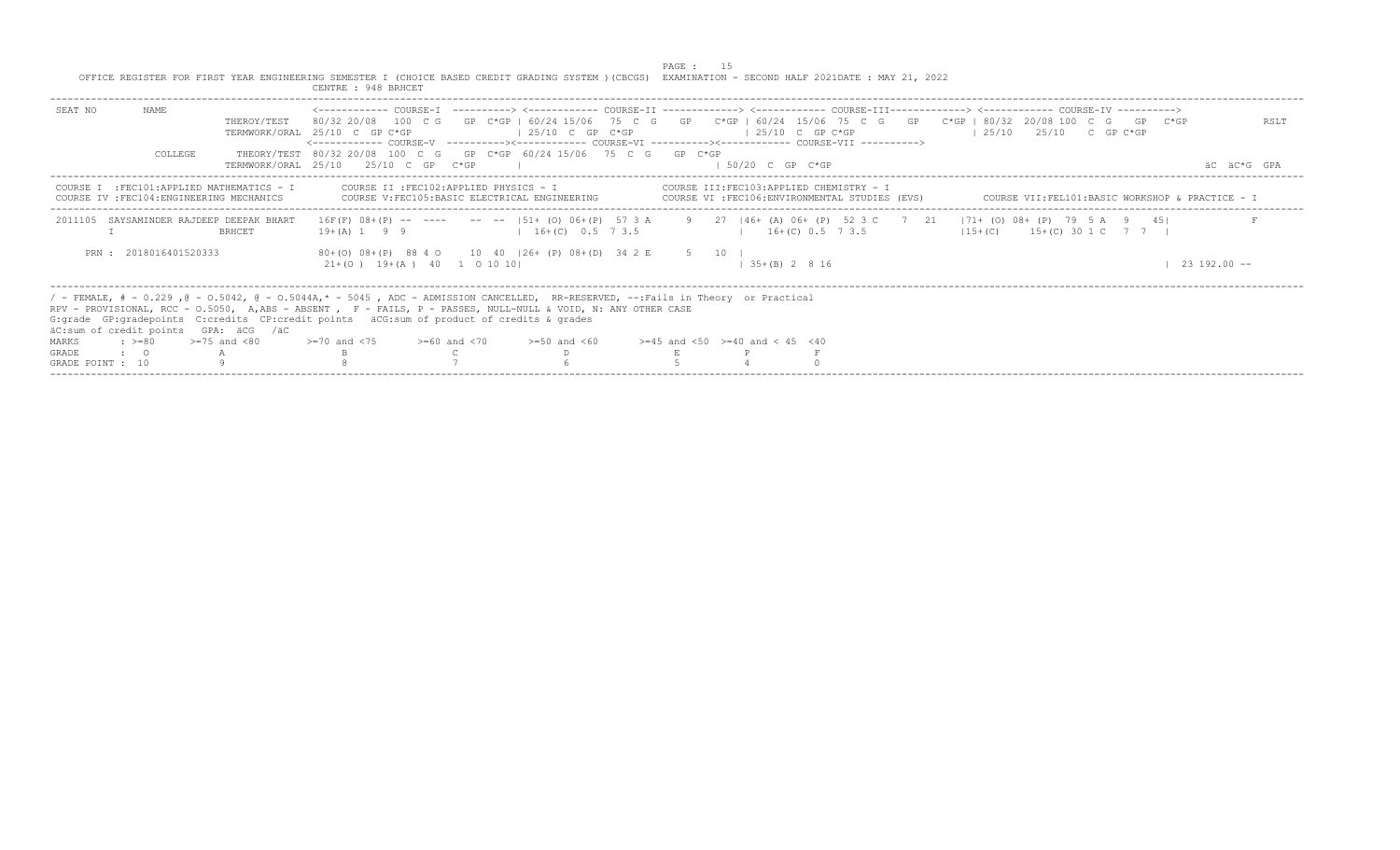OFFICE REGISTER FOR FIRST YEAR ENGINEERING SEMESTER I (CHOICE BASED CREDIT GRADING SYSTEM )(CBCGS) EXAMINATION - SECOND HALF 2021DATE : MAY 21, 2022

CENTRE : 948 BRHCET

```
SEAT NO     NAME                     <------------ COURSE-I  ----------> <------------ COURSE-II -------------> <------------ COURSE-III-------------> <------------ COURSE-IV ---------->
                       THEROY/TEST    80/32 20/08  100  C G    GP  C*GP | 60/24 15/06   75  C  G    GP    C*GP | 60/24  15/06  75  C  G    GP    C*GP | 80/32  20/08 100  C  G    GP   C*GP            RSLT
                       TERMWORK/ORAL  25/10  C  GP C*GP                 | 25/10  C  GP  C*GP                   | 25/10  C  GP C*GP                   | 25/10    25/10    C  GP C*GP
                                     <------------ COURSE-V  ----------><------------ COURSE-VI ----------><------------ COURSE-VII ---------->
            COLLEGE    THEORY/TEST   80/32 20/08  100  C  G    GP  C*GP  60/24 15/06   75  C  G    GP  C*GP
                       TERMWORK/ORAL 25/10    25/10  C  GP   C*GP      |                                  | 50/20  C  GP  C*GP                                                              äC  äC*G  GPA

COURSE I  :FEC101:APPLIED MATHEMATICS - I        COURSE II :FEC102:APPLIED PHYSICS - I               COURSE III:FEC103:APPLIED CHEMISTRY - I
COURSE IV :FEC104:ENGINEERING MECHANICS          COURSE V:FEC105:BASIC ELECTRICAL ENGINEERING         COURSE VI :FEC106:ENVIRONMENTAL STUDIES (EVS)        COURSE VII:FEL101:BASIC WORKSHOP & PRACTICE - I

 2011105  SAYSAMINDER RAJDEEP DEEPAK BHART   16F(F) 08+(P) --  ----    --  --  |51+ (O) 06+(P)  57 3 A     9   27  |46+ (A) 06+ (P)  52 3 C    7  21   |71+ (O) 08+ (P)  79  5 A   9   45|             F
         I                   BRHCET          19+(A) 1   9  9                   |  16+(C)  0.5  7 3.5                 |    16+(C) 0.5  7 3.5                |15+(C)     15+(C) 30 1 C   7  7  |

     PRN : 2018016401520333                  80+(O) 08+(P)  88 4 O     10  40  |26+ (P) 08+(D)  34 2 E      5   10  |
                                              21+(O )  19+(A )  40   1  O 10 10|                                    | 35+(B) 2  8 16                                                         | 23 192.00 --
```

/ - FEMALE, # - 0.229 ,@ - O.5042, @ - O.5044A,* - 5045 , ADC - ADMISSION CANCELLED, RR-RESERVED, --:Fails in Theory or Practical
RPV - PROVISIONAL, RCC - O.5050, A,ABS - ABSENT , F - FAILS, P - PASSES, NULL-NULL & VOID, N: ANY OTHER CASE
G:grade GP:gradepoints C:credits CP:credit points äCG:sum of product of credits & grades
äC:sum of credit points GPA: äCG /äC

| MARKS | : >=80 | >=75 and <80 | >=70 and <75 | >=60 and <70 | >=50 and <60 | >=45 and <50 | >=40 and < 45 | <40 |
|---|---|---|---|---|---|---|---|---|
| GRADE | : O | A | B | C | D | E | P | F |
| GRADE POINT | : 10 | 9 | 8 | 7 | 6 | 5 | 4 | 0 |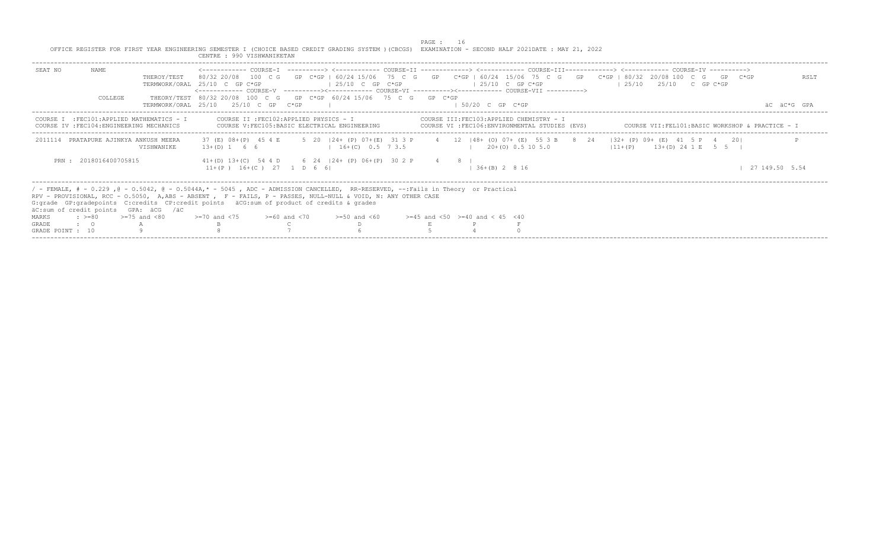OFFICE REGISTER FOR FIRST YEAR ENGINEERING SEMESTER I (CHOICE BASED CREDIT GRADING SYSTEM )(CBCGS) EXAMINATION - SECOND HALF 2021DATE : MAY 21, 2022

CENTRE : 990 VISHWANIKETAN

```
SEAT NO      NAME                        <------------ COURSE-I  ----------> <------------ COURSE-II -------------> <------------ COURSE-III-------------> <------------ COURSE-IV ---------->
                        THEROY/TEST    80/32 20/08  100  C G    GP  C*GP | 60/24 15/06   75  C  G    GP    C*GP | 60/24  15/06  75  C  G    GP    C*GP | 80/32  20/08 100  C  G    GP   C*GP          RSLT
                        TERMWORK/ORAL  25/10  C  GP C*GP                 | 25/10  C  GP  C*GP                   | 25/10  C  GP C*GP                    | 25/10    25/10    C  GP C*GP
                                       <------------ COURSE-V  ----------><------------ COURSE-VI ----------><------------ COURSE-VII ---------->
             COLLEGE    THEORY/TEST  80/32 20/08  100  C  G    GP  C*GP  60/24 15/06   75  C  G    GP  C*GP
                        TERMWORK/ORAL  25/10    25/10  C  GP   C*GP     |                                   | 50/20  C  GP  C*GP                                                              äC  äC*G  GPA
```

```
COURSE I  :FEC101:APPLIED MATHEMATICS - I         COURSE II :FEC102:APPLIED PHYSICS - I                 COURSE III:FEC103:APPLIED CHEMISTRY - I
COURSE IV :FEC104:ENGINEERING MECHANICS           COURSE V:FEC105:BASIC ELECTRICAL ENGINEERING          COURSE VI :FEC106:ENVIRONMENTAL STUDIES (EVS)        COURSE VII:FEL101:BASIC WORKSHOP & PRACTICE - I
```

```
 2011114  PRATAPURE AJINKYA ANKUSH MEERA     37 (E) 08+(P)  45 4 E      5  20  |24+ (P) 07+(E)  31 3 P      4   12  |48+ (O) 07+ (E)  55 3 B    8  24   |32+ (P) 09+ (E)  41  5 P   4    20|              F
                           VISHWANIKE       13+(D) 1   6  6                     |  16+(C)  0.5  7 3.5                |    20+(O) 0.5 10 5.0                 |11+(P)     13+(D) 24 1 E   5  5   |

     PRN : 2018016400705815                 41+(D) 13+(C)  54 4 D      6  24  |24+ (P) 06+(P)  30 2 P      4    8  |
                                             11+(P )  16+(C )  27   1  D  6  6|                                     | 36+(B) 2  8 16                                                          | 27 149.50  5.54
```

/ - FEMALE, # - 0.229 ,@ - O.5042, @ - O.5044A,* - 5045 , ADC - ADMISSION CANCELLED, RR-RESERVED, --:Fails in Theory or Practical
RPV - PROVISIONAL, RCC - O.5050, A,ABS - ABSENT , F - FAILS, P - PASSES, NULL-NULL & VOID, N: ANY OTHER CASE
G:grade GP:gradepoints C:credits CP:credit points äCG:sum of product of credits & grades
äC:sum of credit points GPA: äCG /äC

| MARKS | : >=80 | >=75 and <80 | >=70 and <75 | >=60 and <70 | >=50 and <60 | >=45 and <50 | >=40 and < 45 | <40 |
|---|---|---|---|---|---|---|---|---|
| GRADE | : O | A | B | C | D | E | P | F |
| GRADE POINT : | 10 | 9 | 8 | 7 | 6 | 5 | 4 | 0 |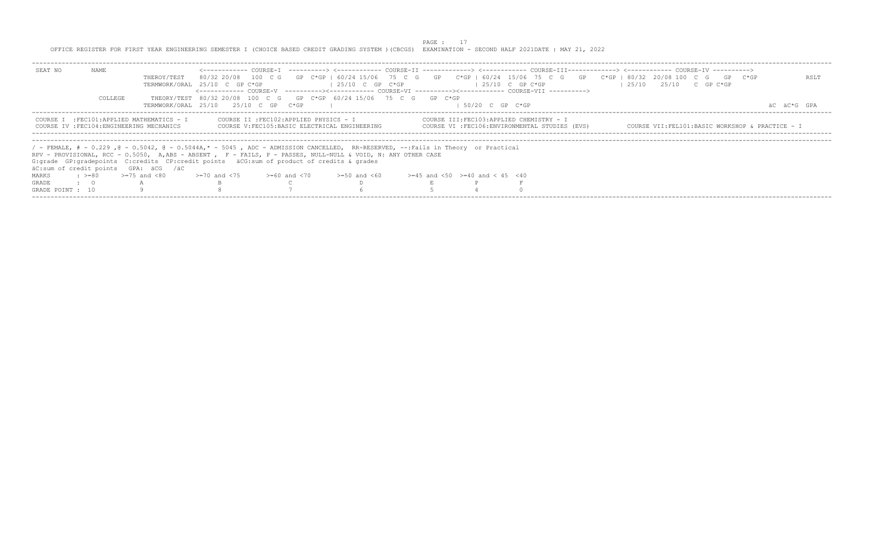OFFICE REGISTER FOR FIRST YEAR ENGINEERING SEMESTER I (CHOICE BASED CREDIT GRADING SYSTEM )(CBCGS) EXAMINATION - SECOND HALF 2021DATE : MAY 21, 2022

```
SEAT NO        NAME                     <------------ COURSE-I  ----------> <------------ COURSE-II -------------> <------------ COURSE-III-------------> <------------ COURSE-IV ---------->
                        THEROY/TEST    80/32 20/08  100  C G    GP  C*GP | 60/24 15/06   75  C  G    GP    C*GP | 60/24  15/06  75  C  G    GP    C*GP | 80/32  20/08 100  C  G    GP   C*GP              RSLT
                        TERMWORK/ORAL  25/10  C  GP C*GP                  | 25/10  C  GP  C*GP                    | 25/10  C  GP C*GP                    | 25/10    25/10    C  GP C*GP
                                       <------------ COURSE-V  ----------><------------ COURSE-VI ----------><------------ COURSE-VII ---------->
               COLLEGE   THEORY/TEST   80/32 20/08  100  C  G    GP  C*GP  60/24 15/06   75  C  G    GP  C*GP
                        TERMWORK/ORAL  25/10    25/10  C  GP   C*GP       |                        | 50/20  C  GP  C*GP                                                                          äC  äC*G  GPA
```

COURSE I :FEC101:APPLIED MATHEMATICS - I
COURSE II :FEC102:APPLIED PHYSICS - I
COURSE III:FEC103:APPLIED CHEMISTRY - I
COURSE IV :FEC104:ENGINEERING MECHANICS
COURSE V:FEC105:BASIC ELECTRICAL ENGINEERING
COURSE VI :FEC106:ENVIRONMENTAL STUDIES (EVS)
COURSE VII:FEL101:BASIC WORKSHOP & PRACTICE - I

/ - FEMALE, # - 0.229 ,@ - O.5042, @ - O.5044A,* - 5045 , ADC - ADMISSION CANCELLED, RR-RESERVED, --:Fails in Theory or Practical
RPV - PROVISIONAL, RCC - O.5050, A,ABS - ABSENT , F - FAILS, P - PASSES, NULL-NULL & VOID, N: ANY OTHER CASE
G:grade GP:gradepoints C:credits CP:credit points äCG:sum of product of credits & grades
äC:sum of credit points GPA: äCG /äC

| | | | | | | | | |
|---|---|---|---|---|---|---|---|---|
| MARKS | : >=80 | >=75 and <80 | >=70 and <75 | >=60 and <70 | >=50 and <60 | >=45 and <50 | >=40 and < 45 | <40 |
| GRADE | : O | A | B | C | D | E | P | F |
| GRADE POINT | : 10 | 9 | 8 | 7 | 6 | 5 | 4 | 0 |